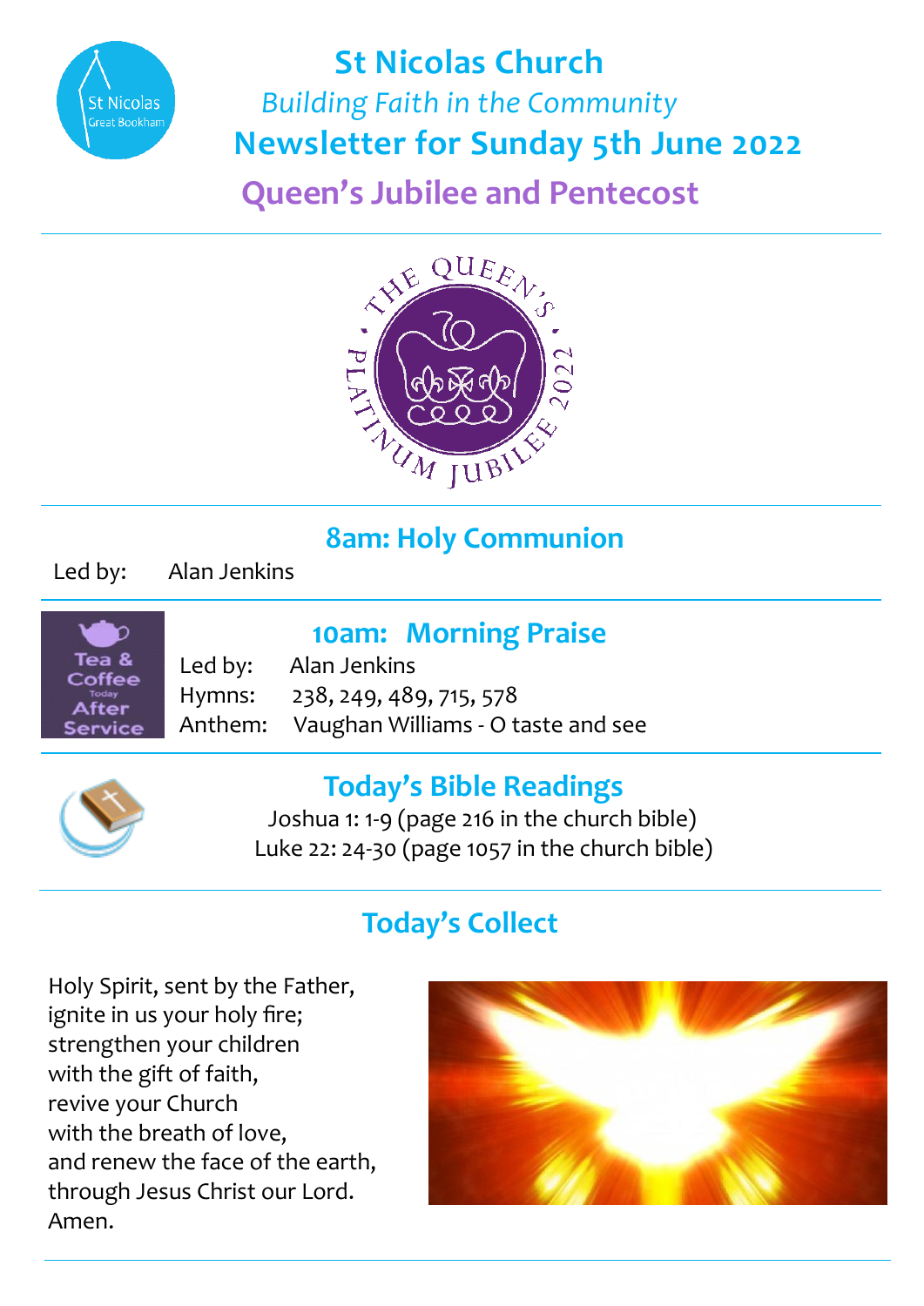# St Nicolas Church

*Building Faith in the Community*

## Newsletter for Sunday 5th June 2022

## Queen's Jubilee and Pentecost

---

### 8am: Holy Communion

Led by: Alan Jenkins

---

### 10am: Morning Praise

Tea & Coffee Today After Service

Led by: Alan Jenkins
Hymns: 238, 249, 489, 715, 578
Anthem: Vaughan Williams - O taste and see

---

### Today's Bible Readings

Joshua 1: 1-9 (page 216 in the church bible)
Luke 22: 24-30 (page 1057 in the church bible)

---

### Today's Collect

Holy Spirit, sent by the Father,
ignite in us your holy fire;
strengthen your children
with the gift of faith,
revive your Church
with the breath of love,
and renew the face of the earth,
through Jesus Christ our Lord.
Amen.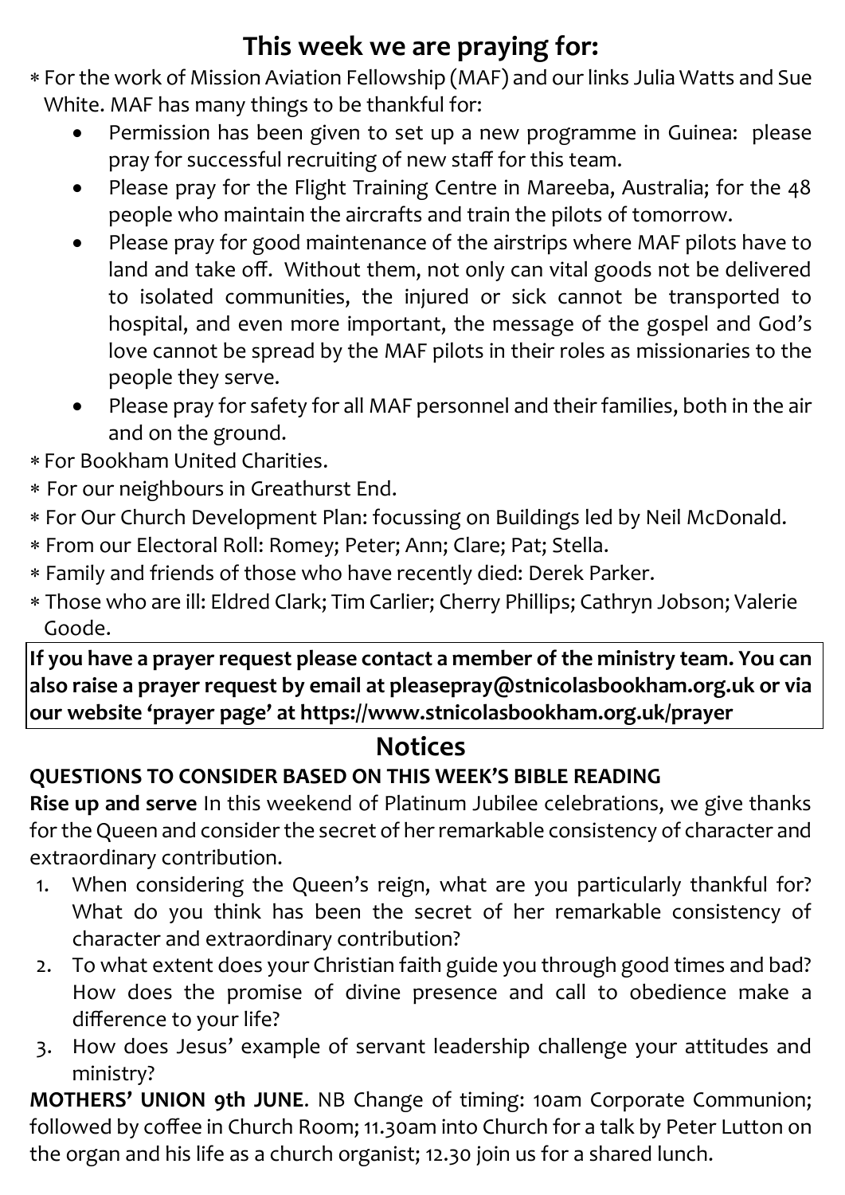# This week we are praying for:

* For the work of Mission Aviation Fellowship (MAF) and our links Julia Watts and Sue White. MAF has many things to be thankful for:
    - Permission has been given to set up a new programme in Guinea: please pray for successful recruiting of new staff for this team.
    - Please pray for the Flight Training Centre in Mareeba, Australia; for the 48 people who maintain the aircrafts and train the pilots of tomorrow.
    - Please pray for good maintenance of the airstrips where MAF pilots have to land and take off. Without them, not only can vital goods not be delivered to isolated communities, the injured or sick cannot be transported to hospital, and even more important, the message of the gospel and God's love cannot be spread by the MAF pilots in their roles as missionaries to the people they serve.
    - Please pray for safety for all MAF personnel and their families, both in the air and on the ground.
* For Bookham United Charities.
* For our neighbours in Greathurst End.
* For Our Church Development Plan: focussing on Buildings led by Neil McDonald.
* From our Electoral Roll: Romey; Peter; Ann; Clare; Pat; Stella.
* Family and friends of those who have recently died: Derek Parker.
* Those who are ill: Eldred Clark; Tim Carlier; Cherry Phillips; Cathryn Jobson; Valerie Goode.

**If you have a prayer request please contact a member of the ministry team. You can also raise a prayer request by email at pleasepray@stnicolasbookham.org.uk or via our website 'prayer page' at https://www.stnicolasbookham.org.uk/prayer**

## Notices

**QUESTIONS TO CONSIDER BASED ON THIS WEEK'S BIBLE READING**

**Rise up and serve** In this weekend of Platinum Jubilee celebrations, we give thanks for the Queen and consider the secret of her remarkable consistency of character and extraordinary contribution.

1. When considering the Queen's reign, what are you particularly thankful for? What do you think has been the secret of her remarkable consistency of character and extraordinary contribution?
2. To what extent does your Christian faith guide you through good times and bad? How does the promise of divine presence and call to obedience make a difference to your life?
3. How does Jesus' example of servant leadership challenge your attitudes and ministry?

**MOTHERS' UNION 9th JUNE**. NB Change of timing: 10am Corporate Communion; followed by coffee in Church Room; 11.30am into Church for a talk by Peter Lutton on the organ and his life as a church organist; 12.30 join us for a shared lunch.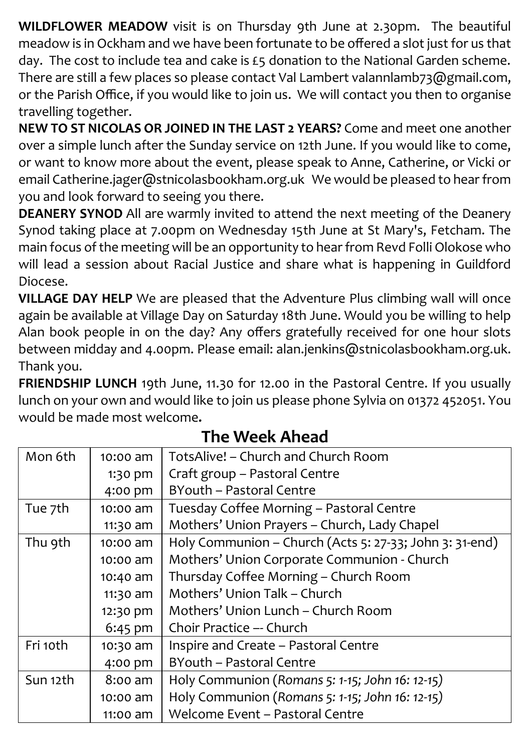**WILDFLOWER MEADOW** visit is on Thursday 9th June at 2.30pm. The beautiful meadow is in Ockham and we have been fortunate to be offered a slot just for us that day. The cost to include tea and cake is £5 donation to the National Garden scheme. There are still a few places so please contact Val Lambert valannlamb73@gmail.com, or the Parish Office, if you would like to join us. We will contact you then to organise travelling together.

**NEW TO ST NICOLAS OR JOINED IN THE LAST 2 YEARS?** Come and meet one another over a simple lunch after the Sunday service on 12th June. If you would like to come, or want to know more about the event, please speak to Anne, Catherine, or Vicki or email Catherine.jager@stnicolasbookham.org.uk We would be pleased to hear from you and look forward to seeing you there.

**DEANERY SYNOD** All are warmly invited to attend the next meeting of the Deanery Synod taking place at 7.00pm on Wednesday 15th June at St Mary's, Fetcham. The main focus of the meeting will be an opportunity to hear from Revd Folli Olokose who will lead a session about Racial Justice and share what is happening in Guildford Diocese.

**VILLAGE DAY HELP** We are pleased that the Adventure Plus climbing wall will once again be available at Village Day on Saturday 18th June. Would you be willing to help Alan book people in on the day? Any offers gratefully received for one hour slots between midday and 4.00pm. Please email: alan.jenkins@stnicolasbookham.org.uk. Thank you.

**FRIENDSHIP LUNCH** 19th June, 11.30 for 12.00 in the Pastoral Centre. If you usually lunch on your own and would like to join us please phone Sylvia on 01372 452051. You would be made most welcome**.**

## The Week Ahead

| Day | Time | Event |
|---|---|---|
| Mon 6th | 10:00 am | TotsAlive! – Church and Church Room |
| | 1:30 pm | Craft group – Pastoral Centre |
| | 4:00 pm | BYouth – Pastoral Centre |
| Tue 7th | 10:00 am | Tuesday Coffee Morning – Pastoral Centre |
| | 11:30 am | Mothers' Union Prayers – Church, Lady Chapel |
| Thu 9th | 10:00 am | Holy Communion – Church (Acts 5: 27-33; John 3: 31-end) |
| | 10:00 am | Mothers' Union Corporate Communion - Church |
| | 10:40 am | Thursday Coffee Morning – Church Room |
| | 11:30 am | Mothers' Union Talk – Church |
| | 12:30 pm | Mothers' Union Lunch – Church Room |
| | 6:45 pm | Choir Practice –- Church |
| Fri 10th | 10:30 am | Inspire and Create – Pastoral Centre |
| | 4:00 pm | BYouth – Pastoral Centre |
| Sun 12th | 8:00 am | Holy Communion (*Romans 5: 1-15; John 16: 12-15)* |
| | 10:00 am | Holy Communion (*Romans 5: 1-15; John 16: 12-15)* |
| | 11:00 am | Welcome Event – Pastoral Centre |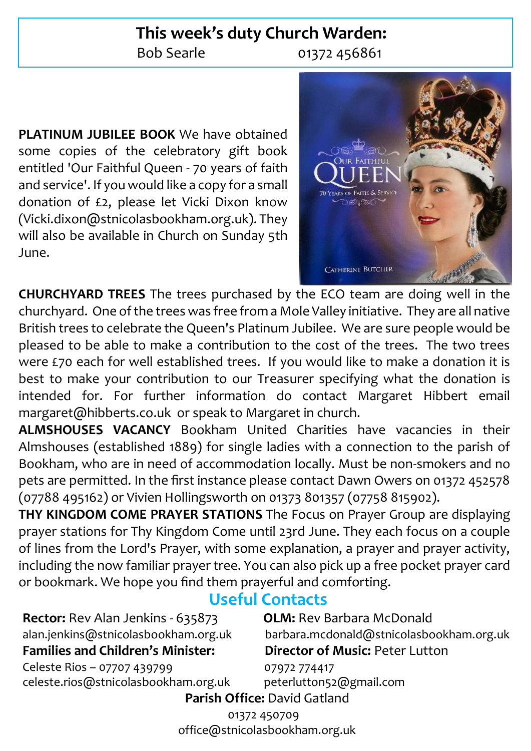## This week's duty Church Warden:

Bob Searle 01372 456861

**PLATINUM JUBILEE BOOK** We have obtained some copies of the celebratory gift book entitled 'Our Faithful Queen - 70 years of faith and service'. If you would like a copy for a small donation of £2, please let Vicki Dixon know (Vicki.dixon@stnicolasbookham.org.uk). They will also be available in Church on Sunday 5th June.

**CHURCHYARD TREES** The trees purchased by the ECO team are doing well in the churchyard. One of the trees was free from a Mole Valley initiative. They are all native British trees to celebrate the Queen's Platinum Jubilee. We are sure people would be pleased to be able to make a contribution to the cost of the trees. The two trees were £70 each for well established trees. If you would like to make a donation it is best to make your contribution to our Treasurer specifying what the donation is intended for. For further information do contact Margaret Hibbert email margaret@hibberts.co.uk or speak to Margaret in church.

**ALMSHOUSES VACANCY** Bookham United Charities have vacancies in their Almshouses (established 1889) for single ladies with a connection to the parish of Bookham, who are in need of accommodation locally. Must be non-smokers and no pets are permitted. In the first instance please contact Dawn Owers on 01372 452578 (07788 495162) or Vivien Hollingsworth on 01373 801357 (07758 815902).

**THY KINGDOM COME PRAYER STATIONS** The Focus on Prayer Group are displaying prayer stations for Thy Kingdom Come until 23rd June. They each focus on a couple of lines from the Lord's Prayer, with some explanation, a prayer and prayer activity, including the now familiar prayer tree. You can also pick up a free pocket prayer card or bookmark. We hope you find them prayerful and comforting.

## Useful Contacts

**Rector:** Rev Alan Jenkins - 635873
alan.jenkins@stnicolasbookham.org.uk

**OLM:** Rev Barbara McDonald
barbara.mcdonald@stnicolasbookham.org.uk

**Families and Children's Minister:**
Celeste Rios – 07707 439799
celeste.rios@stnicolasbookham.org.uk

**Director of Music:** Peter Lutton
07972 774417
peterlutton52@gmail.com

**Parish Office:** David Gatland
01372 450709
office@stnicolasbookham.org.uk